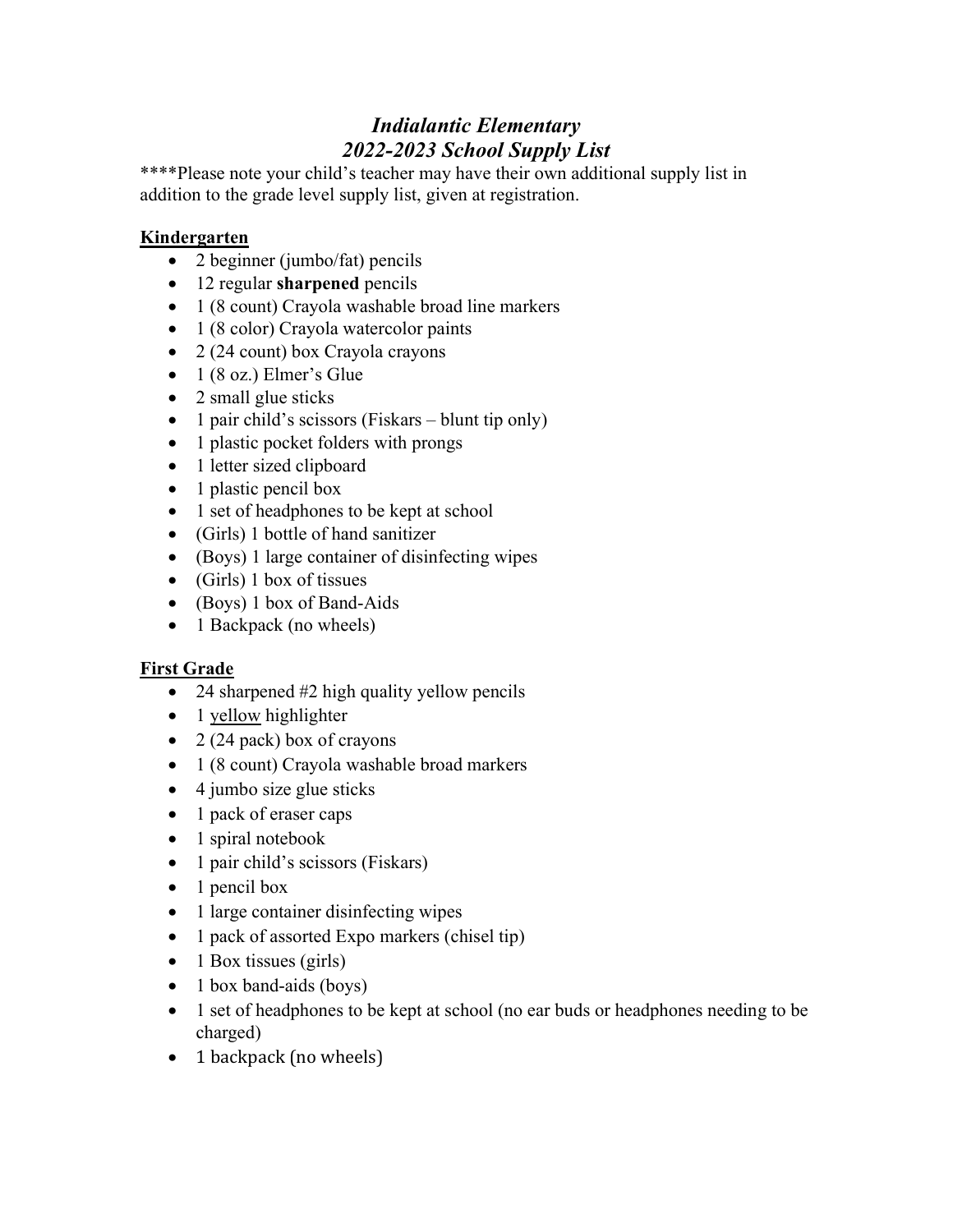# *Indialantic Elementary*
# *2022-2023 School Supply List*

****Please note your child's teacher may have their own additional supply list in addition to the grade level supply list, given at registration.

## Kindergarten

- 2 beginner (jumbo/fat) pencils
- 12 regular **sharpened** pencils
- 1 (8 count) Crayola washable broad line markers
- 1 (8 color) Crayola watercolor paints
- 2 (24 count) box Crayola crayons
- 1 (8 oz.) Elmer's Glue
- 2 small glue sticks
- 1 pair child's scissors (Fiskars – blunt tip only)
- 1 plastic pocket folders with prongs
- 1 letter sized clipboard
- 1 plastic pencil box
- 1 set of headphones to be kept at school
- (Girls) 1 bottle of hand sanitizer
- (Boys) 1 large container of disinfecting wipes
- (Girls) 1 box of tissues
- (Boys) 1 box of Band-Aids
- 1 Backpack (no wheels)

## First Grade

- 24 sharpened #2 high quality yellow pencils
- 1 <u>yellow</u> highlighter
- 2 (24 pack) box of crayons
- 1 (8 count) Crayola washable broad markers
- 4 jumbo size glue sticks
- 1 pack of eraser caps
- 1 spiral notebook
- 1 pair child's scissors (Fiskars)
- 1 pencil box
- 1 large container disinfecting wipes
- 1 pack of assorted Expo markers (chisel tip)
- 1 Box tissues (girls)
- 1 box band-aids (boys)
- 1 set of headphones to be kept at school (no ear buds or headphones needing to be charged)
- 1 backpack (no wheels)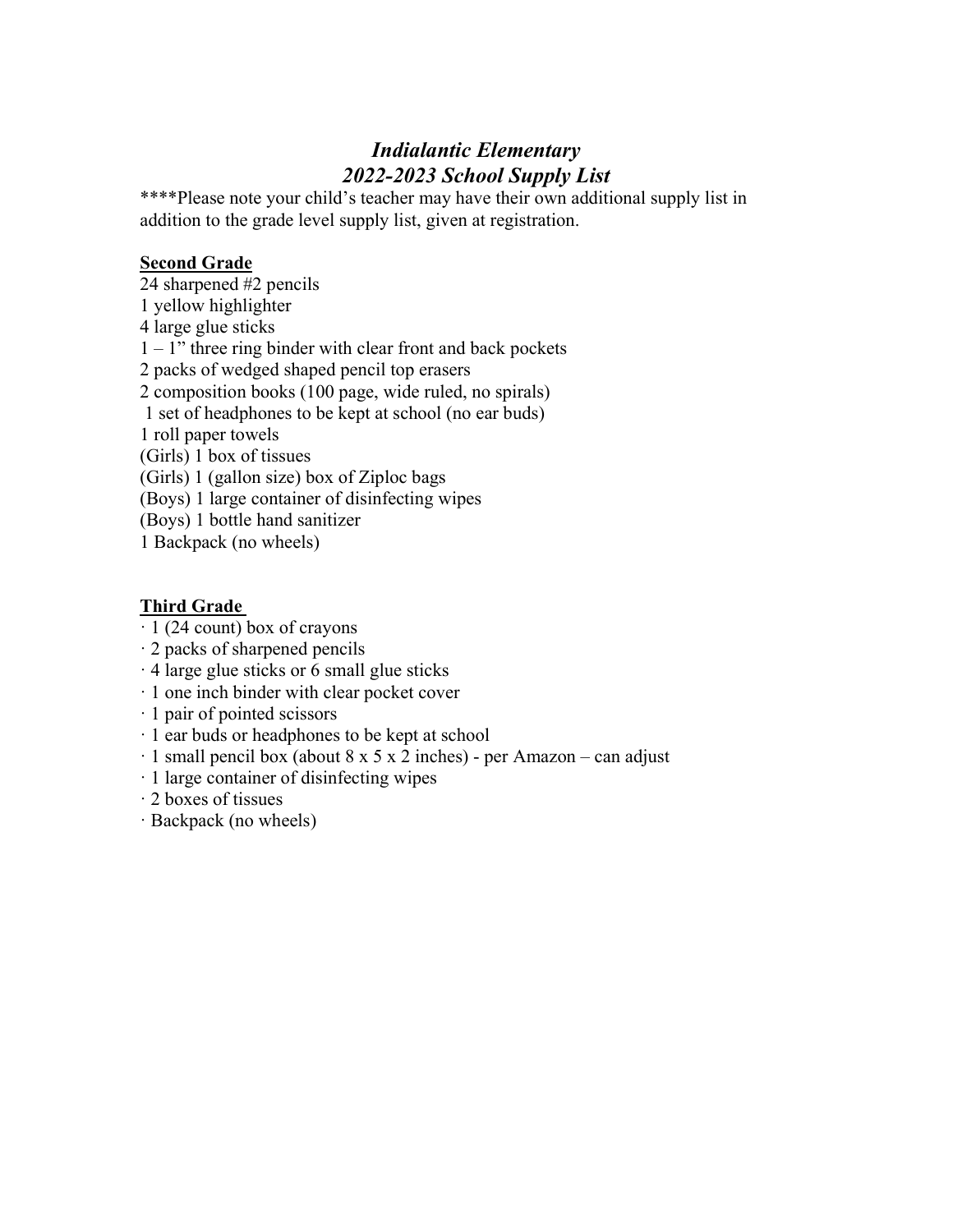# *Indialantic Elementary*
## *2022-2023 School Supply List*

****Please note your child's teacher may have their own additional supply list in addition to the grade level supply list, given at registration.

**Second Grade**

24 sharpened #2 pencils
1 yellow highlighter
4 large glue sticks
1 – 1" three ring binder with clear front and back pockets
2 packs of wedged shaped pencil top erasers
2 composition books (100 page, wide ruled, no spirals)
1 set of headphones to be kept at school (no ear buds)
1 roll paper towels
(Girls) 1 box of tissues
(Girls) 1 (gallon size) box of Ziploc bags
(Boys) 1 large container of disinfecting wipes
(Boys) 1 bottle hand sanitizer
1 Backpack (no wheels)

**Third Grade**

- 1 (24 count) box of crayons
- 2 packs of sharpened pencils
- 4 large glue sticks or 6 small glue sticks
- 1 one inch binder with clear pocket cover
- 1 pair of pointed scissors
- 1 ear buds or headphones to be kept at school
- 1 small pencil box (about 8 x 5 x 2 inches) - per Amazon – can adjust
- 1 large container of disinfecting wipes
- 2 boxes of tissues
- Backpack (no wheels)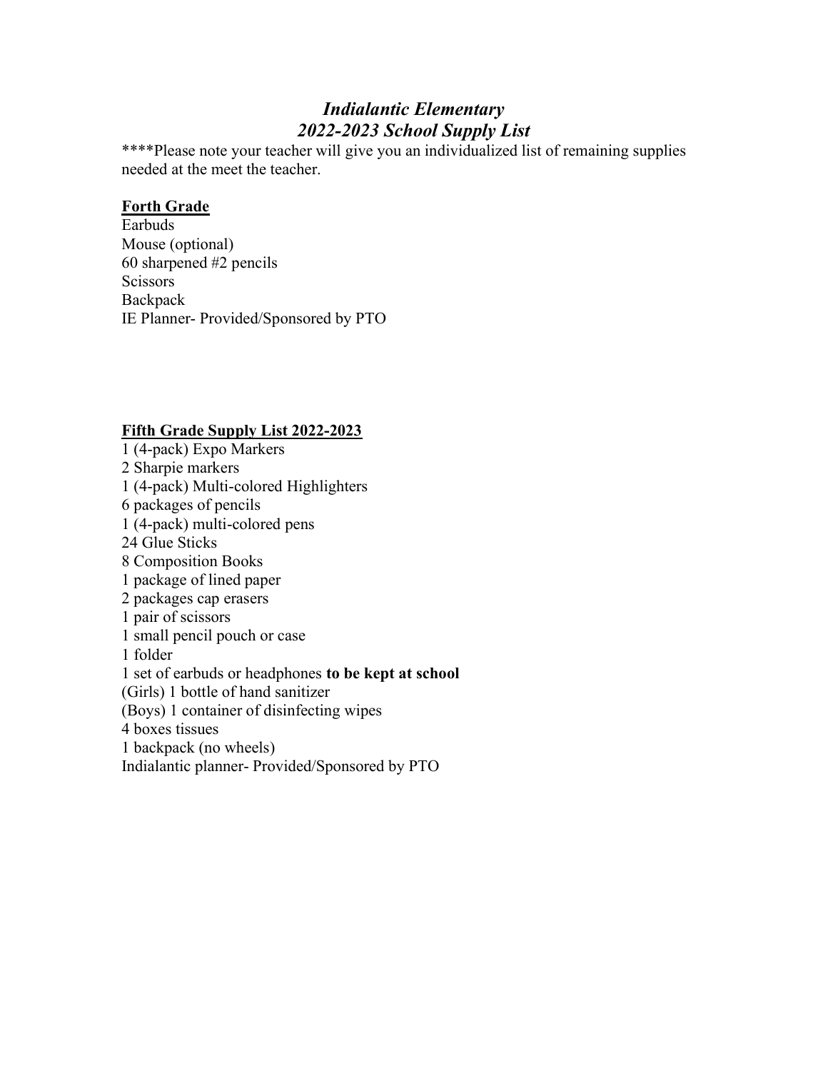# *Indialantic Elementary*
## *2022-2023 School Supply List*

****Please note your teacher will give you an individualized list of remaining supplies needed at the meet the teacher.

**Forth Grade**

Earbuds
Mouse (optional)
60 sharpened #2 pencils
Scissors
Backpack
IE Planner- Provided/Sponsored by PTO

**Fifth Grade Supply List 2022-2023**

1 (4-pack) Expo Markers
2 Sharpie markers
1 (4-pack) Multi-colored Highlighters
6 packages of pencils
1 (4-pack) multi-colored pens
24 Glue Sticks
8 Composition Books
1 package of lined paper
2 packages cap erasers
1 pair of scissors
1 small pencil pouch or case
1 folder
1 set of earbuds or headphones **to be kept at school**
(Girls) 1 bottle of hand sanitizer
(Boys) 1 container of disinfecting wipes
4 boxes tissues
1 backpack (no wheels)
Indialantic planner- Provided/Sponsored by PTO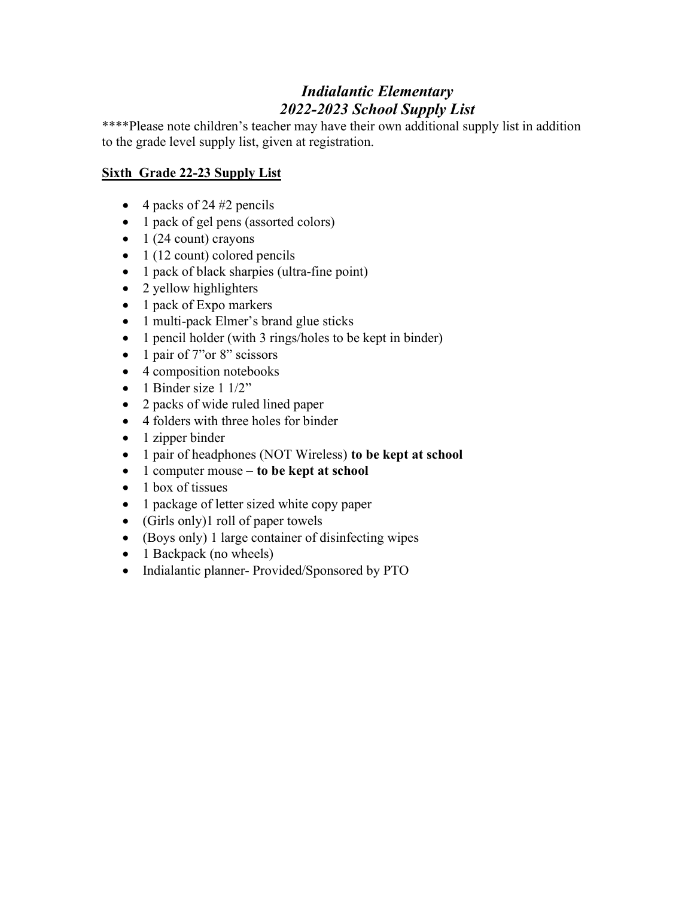# *Indialantic Elementary*
# *2022-2023 School Supply List*

****Please note children's teacher may have their own additional supply list in addition to the grade level supply list, given at registration.

**<u>Sixth Grade 22-23 Supply List</u>**

- 4 packs of 24 #2 pencils
- 1 pack of gel pens (assorted colors)
- 1 (24 count) crayons
- 1 (12 count) colored pencils
- 1 pack of black sharpies (ultra-fine point)
- 2 yellow highlighters
- 1 pack of Expo markers
- 1 multi-pack Elmer's brand glue sticks
- 1 pencil holder (with 3 rings/holes to be kept in binder)
- 1 pair of 7"or 8" scissors
- 4 composition notebooks
- 1 Binder size 1 1/2"
- 2 packs of wide ruled lined paper
- 4 folders with three holes for binder
- 1 zipper binder
- 1 pair of headphones (NOT Wireless) **to be kept at school**
- 1 computer mouse – **to be kept at school**
- 1 box of tissues
- 1 package of letter sized white copy paper
- (Girls only)1 roll of paper towels
- (Boys only) 1 large container of disinfecting wipes
- 1 Backpack (no wheels)
- Indialantic planner- Provided/Sponsored by PTO